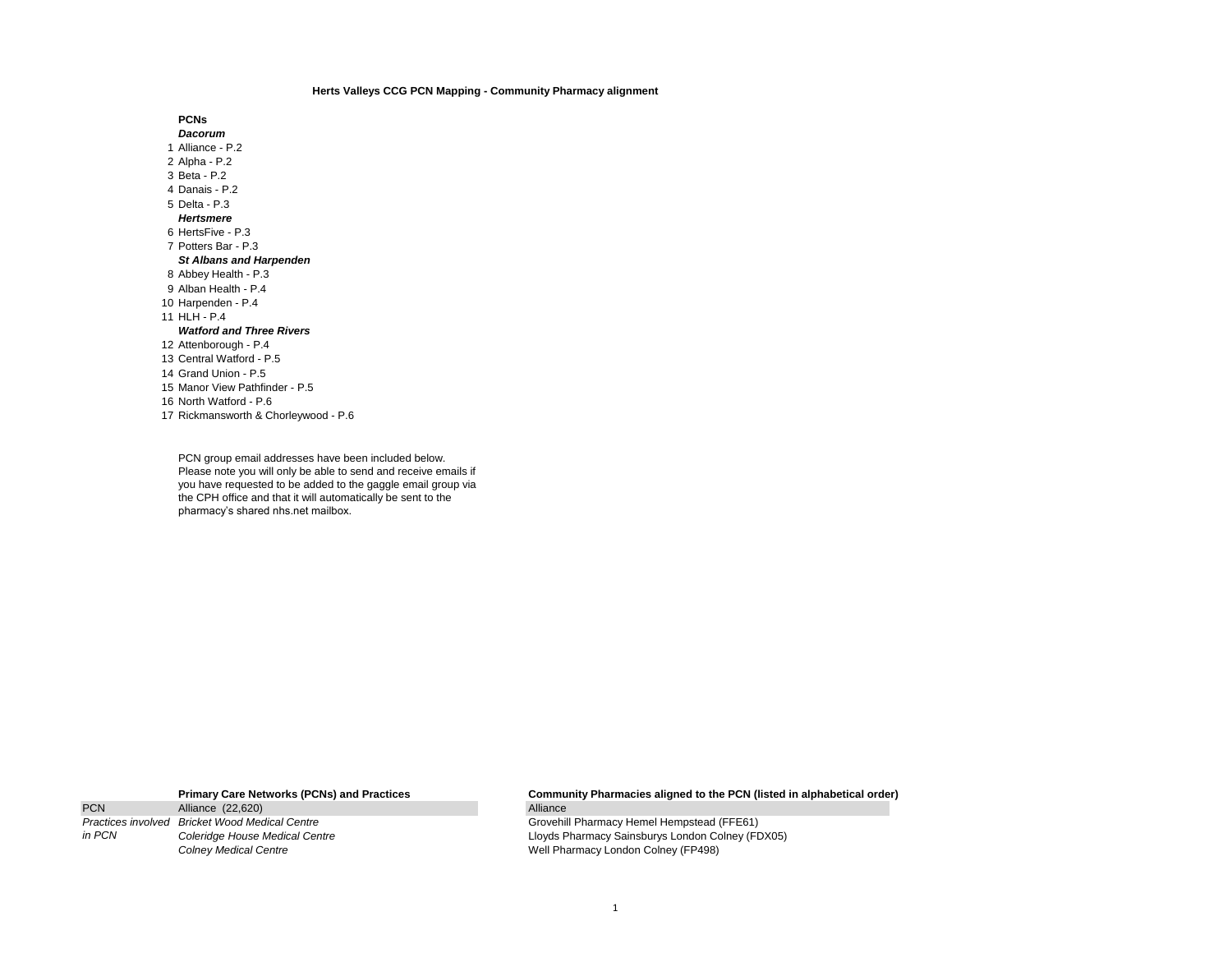# Herts Valleys CCG PCN Mapping - Community Pharmacy alignment

**PCNs**

***Dacorum***

1. Alliance - P.2
2. Alpha - P.2
3. Beta - P.2
4. Danais - P.2
5. Delta - P.3

***Hertsmere***

6. HertsFive - P.3
7. Potters Bar - P.3

***St Albans and Harpenden***

8. Abbey Health - P.3
9. Alban Health - P.4
10. Harpenden - P.4
11. HLH - P.4

***Watford and Three Rivers***

12. Attenborough - P.4
13. Central Watford - P.5
14. Grand Union - P.5
15. Manor View Pathfinder - P.5
16. North Watford - P.6
17. Rickmansworth & Chorleywood - P.6

PCN group email addresses have been included below. Please note you will only be able to send and receive emails if you have requested to be added to the gaggle email group via the CPH office and that it will automatically be sent to the pharmacy's shared nhs.net mailbox.

| | **Primary Care Networks (PCNs) and Practices** | **Community Pharmacies aligned to the PCN (listed in alphabetical order)** |
|---|---|---|
| PCN | Alliance (22,620) | Alliance |
| *Practices involved in PCN* | *Bricket Wood Medical Centre* | Grovehill Pharmacy Hemel Hempstead (FFE61) |
| | *Coleridge House Medical Centre* | Lloyds Pharmacy Sainsburys London Colney (FDX05) |
| | *Colney Medical Centre* | Well Pharmacy London Colney (FP498) |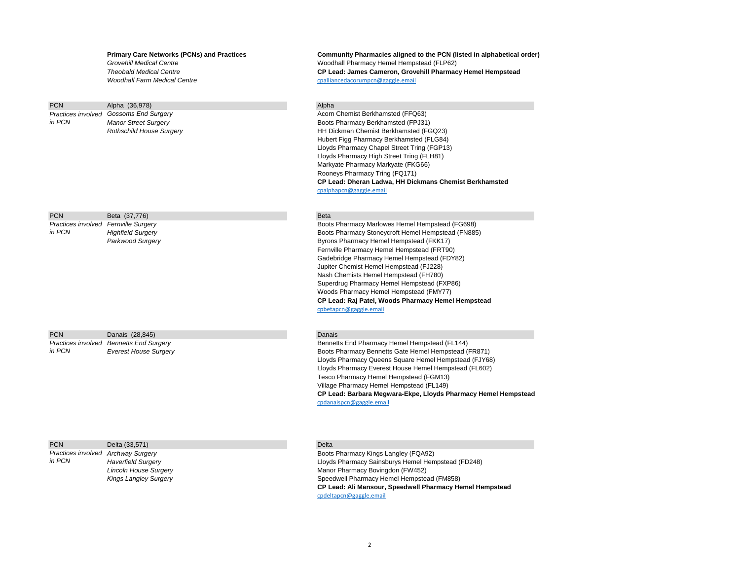**Primary Care Networks (PCNs) and Practices**

*Grovehill Medical Centre*
*Theobald Medical Centre*
*Woodhall Farm Medical Centre*

**Community Pharmacies aligned to the PCN (listed in alphabetical order)**

Woodhall Pharmacy Hemel Hempstead (FLP62)
**CP Lead: James Cameron, Grovehill Pharmacy Hemel Hempstead**
cpalliancedacorumpcn@gaggle.email

| PCN | Alpha (36,978) | Alpha |
|---|---|---|
| *Practices involved in PCN* | *Gossoms End Surgery* | Acorn Chemist Berkhamsted (FFQ63) |
| | *Manor Street Surgery* | Boots Pharmacy Berkhamsted (FPJ31) |
| | *Rothschild House Surgery* | HH Dickman Chemist Berkhamsted (FGQ23) |
| | | Hubert Figg Pharmacy Berkhamsted (FLG84) |
| | | Lloyds Pharmacy Chapel Street Tring (FGP13) |
| | | Lloyds Pharmacy High Street Tring (FLH81) |
| | | Markyate Pharmacy Markyate (FKG66) |
| | | Rooneys Pharmacy Tring (FQ171) |
| | | **CP Lead: Dheran Ladwa, HH Dickmans Chemist Berkhamsted** |
| | | cpalphapcn@gaggle.email |

| PCN | Beta (37,776) | Beta |
|---|---|---|
| *Practices involved in PCN* | *Fernville Surgery* | Boots Pharmacy Marlowes Hemel Hempstead (FG698) |
| | *Highfield Surgery* | Boots Pharmacy Stoneycroft Hemel Hempstead (FN885) |
| | *Parkwood Surgery* | Byrons Pharmacy Hemel Hempstead (FKK17) |
| | | Fernville Pharmacy Hemel Hempstead (FRT90) |
| | | Gadebridge Pharmacy Hemel Hempstead (FDY82) |
| | | Jupiter Chemist Hemel Hempstead (FJ228) |
| | | Nash Chemists Hemel Hempstead (FH780) |
| | | Superdrug Pharmacy Hemel Hempstead (FXP86) |
| | | Woods Pharmacy Hemel Hempstead (FMY77) |
| | | **CP Lead: Raj Patel, Woods Pharmacy Hemel Hempstead** |
| | | cpbetapcn@gaggle.email |

| PCN | Danais (28,845) | Danais |
|---|---|---|
| *Practices involved in PCN* | *Bennetts End Surgery* | Bennetts End Pharmacy Hemel Hempstead (FL144) |
| | *Everest House Surgery* | Boots Pharmacy Bennetts Gate Hemel Hempstead (FR871) |
| | | Lloyds Pharmacy Queens Square Hemel Hempstead (FJY68) |
| | | Lloyds Pharmacy Everest House Hemel Hempstead (FL602) |
| | | Tesco Pharmacy Hemel Hempstead (FGM13) |
| | | Village Pharmacy Hemel Hempstead (FL149) |
| | | **CP Lead: Barbara Megwara-Ekpe, Lloyds Pharmacy Hemel Hempstead** |
| | | cpdanaispcn@gaggle.email |

| PCN | Delta (33,571) | Delta |
|---|---|---|
| *Practices involved in PCN* | *Archway Surgery* | Boots Pharmacy Kings Langley (FQA92) |
| | *Haverfield Surgery* | Lloyds Pharmacy Sainsburys Hemel Hempstead (FD248) |
| | *Lincoln House Surgery* | Manor Pharmacy Bovingdon (FW452) |
| | *Kings Langley Surgery* | Speedwell Pharmacy Hemel Hempstead (FM858) |
| | | **CP Lead: Ali Mansour, Speedwell Pharmacy Hemel Hempstead** |
| | | cpdeltapcn@gaggle.email |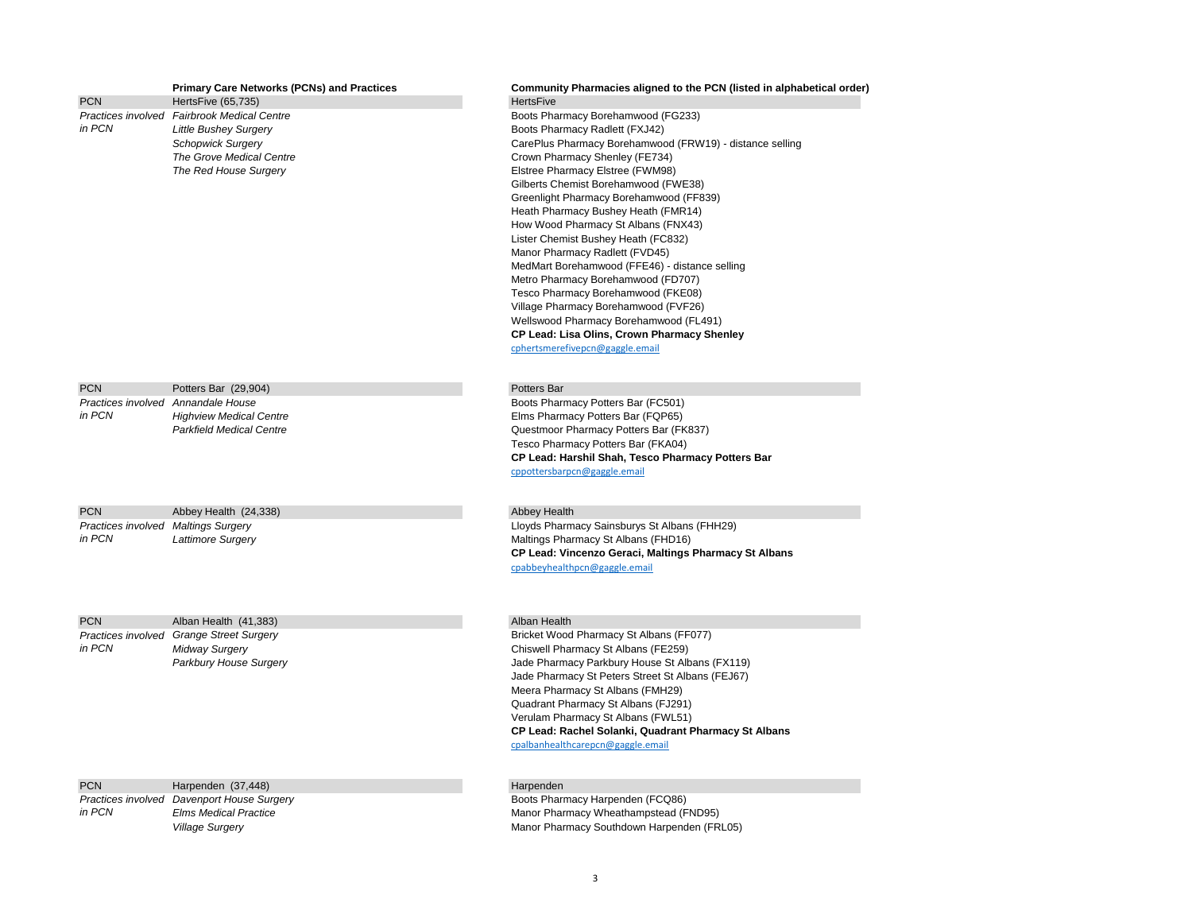| | **Primary Care Networks (PCNs) and Practices** | **Community Pharmacies aligned to the PCN (listed in alphabetical order)** |
|---|---|---|
| PCN | HertsFive (65,735) | HertsFive |
| *Practices involved in PCN* | *Fairbrook Medical Centre*<br>*Little Bushey Surgery*<br>*Schopwick Surgery*<br>*The Grove Medical Centre*<br>*The Red House Surgery* | Boots Pharmacy Borehamwood (FG233)<br>Boots Pharmacy Radlett (FXJ42)<br>CarePlus Pharmacy Borehamwood (FRW19) - distance selling<br>Crown Pharmacy Shenley (FE734)<br>Elstree Pharmacy Elstree (FWM98)<br>Gilberts Chemist Borehamwood (FWE38)<br>Greenlight Pharmacy Borehamwood (FF839)<br>Heath Pharmacy Bushey Heath (FMR14)<br>How Wood Pharmacy St Albans (FNX43)<br>Lister Chemist Bushey Heath (FC832)<br>Manor Pharmacy Radlett (FVD45)<br>MedMart Borehamwood (FFE46) - distance selling<br>Metro Pharmacy Borehamwood (FD707)<br>Tesco Pharmacy Borehamwood (FKE08)<br>Village Pharmacy Borehamwood (FVF26)<br>Wellswood Pharmacy Borehamwood (FL491)<br>**CP Lead: Lisa Olins, Crown Pharmacy Shenley**<br>cphertsmerefivepcn@gaggle.email |
| PCN | Potters Bar (29,904) | Potters Bar |
| *Practices involved in PCN* | *Annandale House*<br>*Highview Medical Centre*<br>*Parkfield Medical Centre* | Boots Pharmacy Potters Bar (FC501)<br>Elms Pharmacy Potters Bar (FQP65)<br>Questmoor Pharmacy Potters Bar (FK837)<br>Tesco Pharmacy Potters Bar (FKA04)<br>**CP Lead: Harshil Shah, Tesco Pharmacy Potters Bar**<br>cppottersbarpcn@gaggle.email |
| PCN | Abbey Health (24,338) | Abbey Health |
| *Practices involved in PCN* | *Maltings Surgery*<br>*Lattimore Surgery* | Lloyds Pharmacy Sainsburys St Albans (FHH29)<br>Maltings Pharmacy St Albans (FHD16)<br>**CP Lead: Vincenzo Geraci, Maltings Pharmacy St Albans**<br>cpabbeyhealthpcn@gaggle.email |
| PCN | Alban Health (41,383) | Alban Health |
| *Practices involved in PCN* | *Grange Street Surgery*<br>*Midway Surgery*<br>*Parkbury House Surgery* | Bricket Wood Pharmacy St Albans (FF077)<br>Chiswell Pharmacy St Albans (FE259)<br>Jade Pharmacy Parkbury House St Albans (FX119)<br>Jade Pharmacy St Peters Street St Albans (FEJ67)<br>Meera Pharmacy St Albans (FMH29)<br>Quadrant Pharmacy St Albans (FJ291)<br>Verulam Pharmacy St Albans (FWL51)<br>**CP Lead: Rachel Solanki, Quadrant Pharmacy St Albans**<br>cpalbanhealthcarepcn@gaggle.email |
| PCN | Harpenden (37,448) | Harpenden |
| *Practices involved in PCN* | *Davenport House Surgery*<br>*Elms Medical Practice*<br>*Village Surgery* | Boots Pharmacy Harpenden (FCQ86)<br>Manor Pharmacy Wheathampstead (FND95)<br>Manor Pharmacy Southdown Harpenden (FRL05) |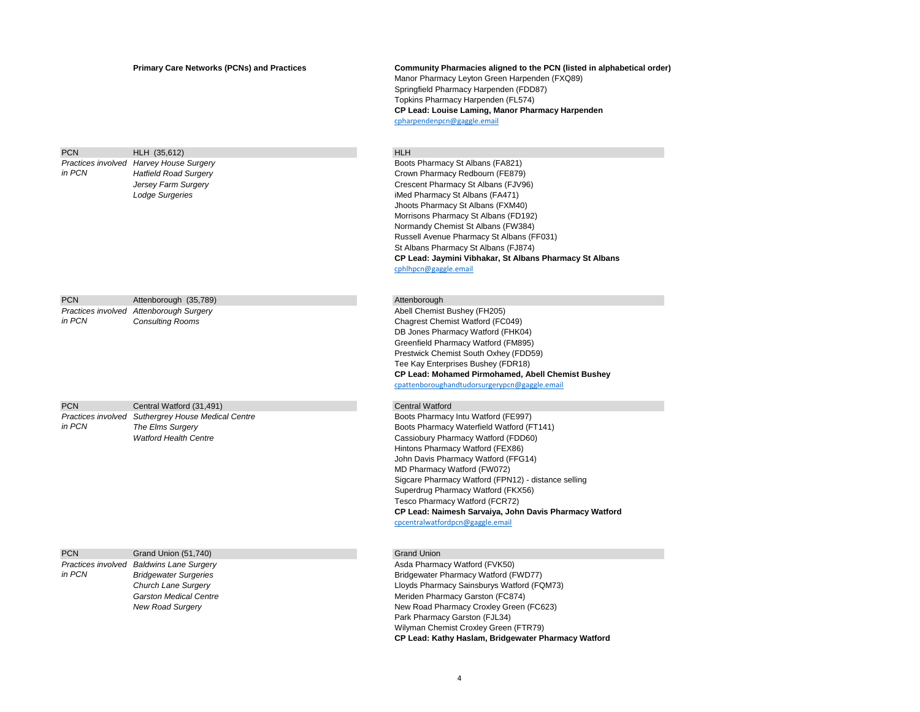**Primary Care Networks (PCNs) and Practices**

**Community Pharmacies aligned to the PCN (listed in alphabetical order)**

Manor Pharmacy Leyton Green Harpenden (FXQ89)
Springfield Pharmacy Harpenden (FDD87)
Topkins Pharmacy Harpenden (FL574)
**CP Lead: Louise Laming, Manor Pharmacy Harpenden**
cpharpendenpcn@gaggle.email

| PCN | HLH (35,612) | HLH |
|---|---|---|
| *Practices involved in PCN* | *Harvey House Surgery*<br>*Hatfield Road Surgery*<br>*Jersey Farm Surgery*<br>*Lodge Surgeries* | Boots Pharmacy St Albans (FA821)<br>Crown Pharmacy Redbourn (FE879)<br>Crescent Pharmacy St Albans (FJV96)<br>iMed Pharmacy St Albans (FA471)<br>Jhoots Pharmacy St Albans (FXM40)<br>Morrisons Pharmacy St Albans (FD192)<br>Normandy Chemist St Albans (FW384)<br>Russell Avenue Pharmacy St Albans (FF031)<br>St Albans Pharmacy St Albans (FJ874)<br>**CP Lead: Jaymini Vibhakar, St Albans Pharmacy St Albans**<br>cphlhpcn@gaggle.email |

| PCN | Attenborough (35,789) | Attenborough |
|---|---|---|
| *Practices involved in PCN* | *Attenborough Surgery*<br>*Consulting Rooms* | Abell Chemist Bushey (FH205)<br>Chagrest Chemist Watford (FC049)<br>DB Jones Pharmacy Watford (FHK04)<br>Greenfield Pharmacy Watford (FM895)<br>Prestwick Chemist South Oxhey (FDD59)<br>Tee Kay Enterprises Bushey (FDR18)<br>**CP Lead: Mohamed Pirmohamed, Abell Chemist Bushey**<br>cpattenboroughandtudorsurgerypcn@gaggle.email |

| PCN | Central Watford (31,491) | Central Watford |
|---|---|---|
| *Practices involved in PCN* | *Suthergrey House Medical Centre*<br>*The Elms Surgery*<br>*Watford Health Centre* | Boots Pharmacy Intu Watford (FE997)<br>Boots Pharmacy Waterfield Watford (FT141)<br>Cassiobury Pharmacy Watford (FDD60)<br>Hintons Pharmacy Watford (FEX86)<br>John Davis Pharmacy Watford (FFG14)<br>MD Pharmacy Watford (FW072)<br>Sigcare Pharmacy Watford (FPN12) - distance selling<br>Superdrug Pharmacy Watford (FKX56)<br>Tesco Pharmacy Watford (FCR72)<br>**CP Lead: Naimesh Sarvaiya, John Davis Pharmacy Watford**<br>cpcentralwatfordpcn@gaggle.email |

| PCN | Grand Union (51,740) | Grand Union |
|---|---|---|
| *Practices involved in PCN* | *Baldwins Lane Surgery*<br>*Bridgewater Surgeries*<br>*Church Lane Surgery*<br>*Garston Medical Centre*<br>*New Road Surgery* | Asda Pharmacy Watford (FVK50)<br>Bridgewater Pharmacy Watford (FWD77)<br>Lloyds Pharmacy Sainsburys Watford (FQM73)<br>Meriden Pharmacy Garston (FC874)<br>New Road Pharmacy Croxley Green (FC623)<br>Park Pharmacy Garston (FJL34)<br>Wilyman Chemist Croxley Green (FTR79)<br>**CP Lead: Kathy Haslam, Bridgewater Pharmacy Watford** |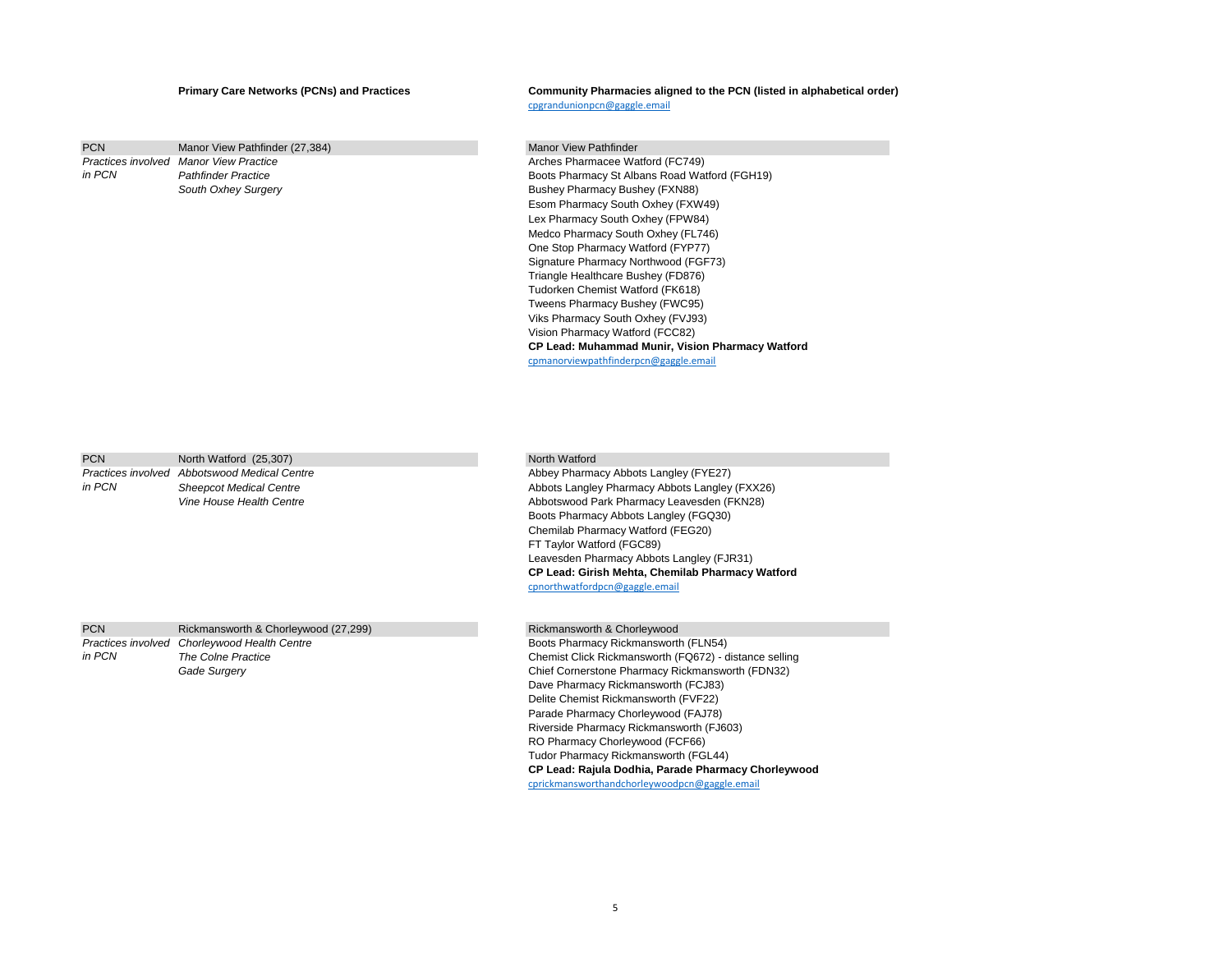**Primary Care Networks (PCNs) and Practices**

**Community Pharmacies aligned to the PCN (listed in alphabetical order)**

cpgrandunionpcn@gaggle.email

| PCN | Manor View Pathfinder (27,384) | Manor View Pathfinder |
|---|---|---|
| *Practices involved in PCN* | *Manor View Practice* | Arches Pharmacee Watford (FC749) |
| | *Pathfinder Practice* | Boots Pharmacy St Albans Road Watford (FGH19) |
| | *South Oxhey Surgery* | Bushey Pharmacy Bushey (FXN88) |
| | | Esom Pharmacy South Oxhey (FXW49) |
| | | Lex Pharmacy South Oxhey (FPW84) |
| | | Medco Pharmacy South Oxhey (FL746) |
| | | One Stop Pharmacy Watford (FYP77) |
| | | Signature Pharmacy Northwood (FGF73) |
| | | Triangle Healthcare Bushey (FD876) |
| | | Tudorken Chemist Watford (FK618) |
| | | Tweens Pharmacy Bushey (FWC95) |
| | | Viks Pharmacy South Oxhey (FVJ93) |
| | | Vision Pharmacy Watford (FCC82) |
| | | **CP Lead: Muhammad Munir, Vision Pharmacy Watford** |
| | | cpmanorviewpathfinderpcn@gaggle.email |

| PCN | North Watford (25,307) | North Watford |
|---|---|---|
| *Practices involved in PCN* | *Abbotswood Medical Centre* | Abbey Pharmacy Abbots Langley (FYE27) |
| | *Sheepcot Medical Centre* | Abbots Langley Pharmacy Abbots Langley (FXX26) |
| | *Vine House Health Centre* | Abbotswood Park Pharmacy Leavesden (FKN28) |
| | | Boots Pharmacy Abbots Langley (FGQ30) |
| | | Chemilab Pharmacy Watford (FEG20) |
| | | FT Taylor Watford (FGC89) |
| | | Leavesden Pharmacy Abbots Langley (FJR31) |
| | | **CP Lead: Girish Mehta, Chemilab Pharmacy Watford** |
| | | cpnorthwatfordpcn@gaggle.email |

| PCN | Rickmansworth & Chorleywood (27,299) | Rickmansworth & Chorleywood |
|---|---|---|
| *Practices involved in PCN* | *Chorleywood Health Centre* | Boots Pharmacy Rickmansworth (FLN54) |
| | *The Colne Practice* | Chemist Click Rickmansworth (FQ672) - distance selling |
| | *Gade Surgery* | Chief Cornerstone Pharmacy Rickmansworth (FDN32) |
| | | Dave Pharmacy Rickmansworth (FCJ83) |
| | | Delite Chemist Rickmansworth (FVF22) |
| | | Parade Pharmacy Chorleywood (FAJ78) |
| | | Riverside Pharmacy Rickmansworth (FJ603) |
| | | RO Pharmacy Chorleywood (FCF66) |
| | | Tudor Pharmacy Rickmansworth (FGL44) |
| | | **CP Lead: Rajula Dodhia, Parade Pharmacy Chorleywood** |
| | | cprickmansworthandchorleywoodpcn@gaggle.email |